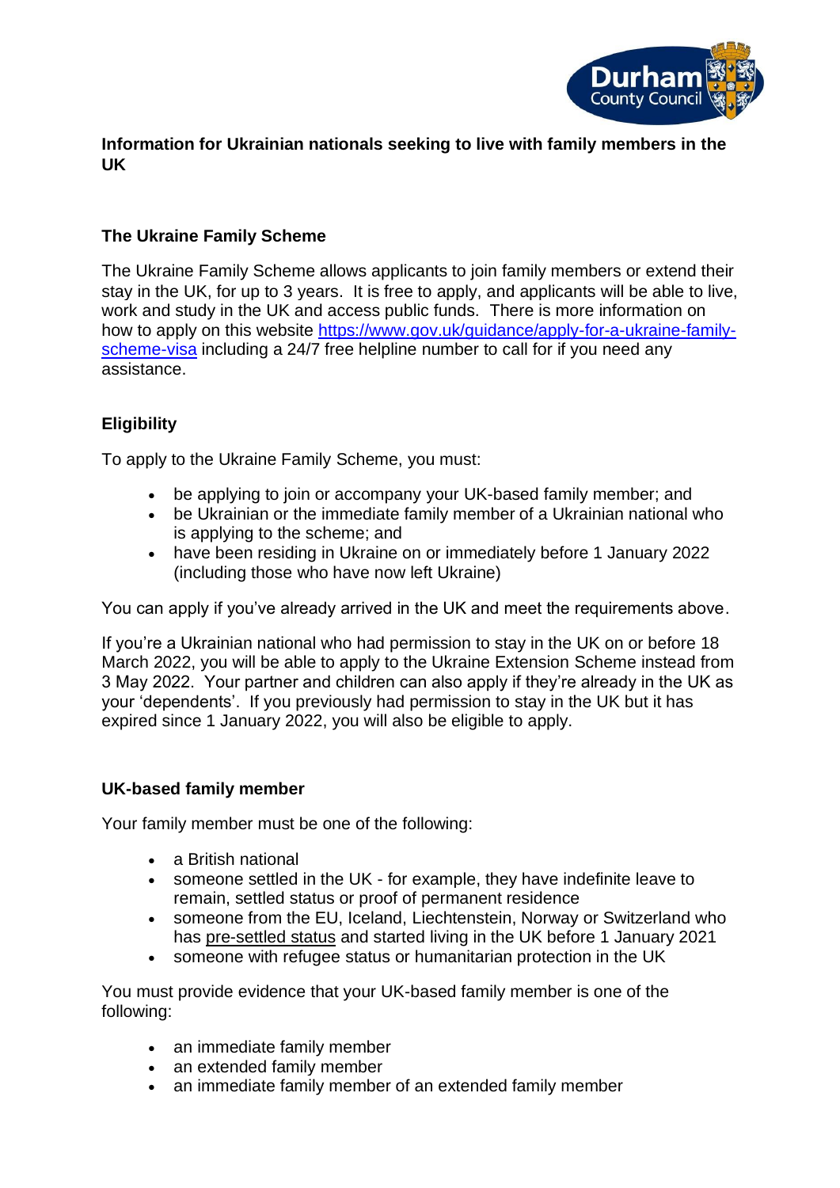**Information for Ukrainian nationals seeking to live with family members in the UK**

## The Ukraine Family Scheme

The Ukraine Family Scheme allows applicants to join family members or extend their stay in the UK, for up to 3 years. It is free to apply, and applicants will be able to live, work and study in the UK and access public funds. There is more information on how to apply on this website [https://www.gov.uk/guidance/apply-for-a-ukraine-family-scheme-visa](https://www.gov.uk/guidance/apply-for-a-ukraine-family-scheme-visa) including a 24/7 free helpline number to call for if you need any assistance.

## Eligibility

To apply to the Ukraine Family Scheme, you must:

- be applying to join or accompany your UK-based family member; and
- be Ukrainian or the immediate family member of a Ukrainian national who is applying to the scheme; and
- have been residing in Ukraine on or immediately before 1 January 2022 (including those who have now left Ukraine)

You can apply if you've already arrived in the UK and meet the requirements above.

If you're a Ukrainian national who had permission to stay in the UK on or before 18 March 2022, you will be able to apply to the Ukraine Extension Scheme instead from 3 May 2022. Your partner and children can also apply if they're already in the UK as your 'dependents'. If you previously had permission to stay in the UK but it has expired since 1 January 2022, you will also be eligible to apply.

## UK-based family member

Your family member must be one of the following:

- a British national
- someone settled in the UK - for example, they have indefinite leave to remain, settled status or proof of permanent residence
- someone from the EU, Iceland, Liechtenstein, Norway or Switzerland who has pre-settled status and started living in the UK before 1 January 2021
- someone with refugee status or humanitarian protection in the UK

You must provide evidence that your UK-based family member is one of the following:

- an immediate family member
- an extended family member
- an immediate family member of an extended family member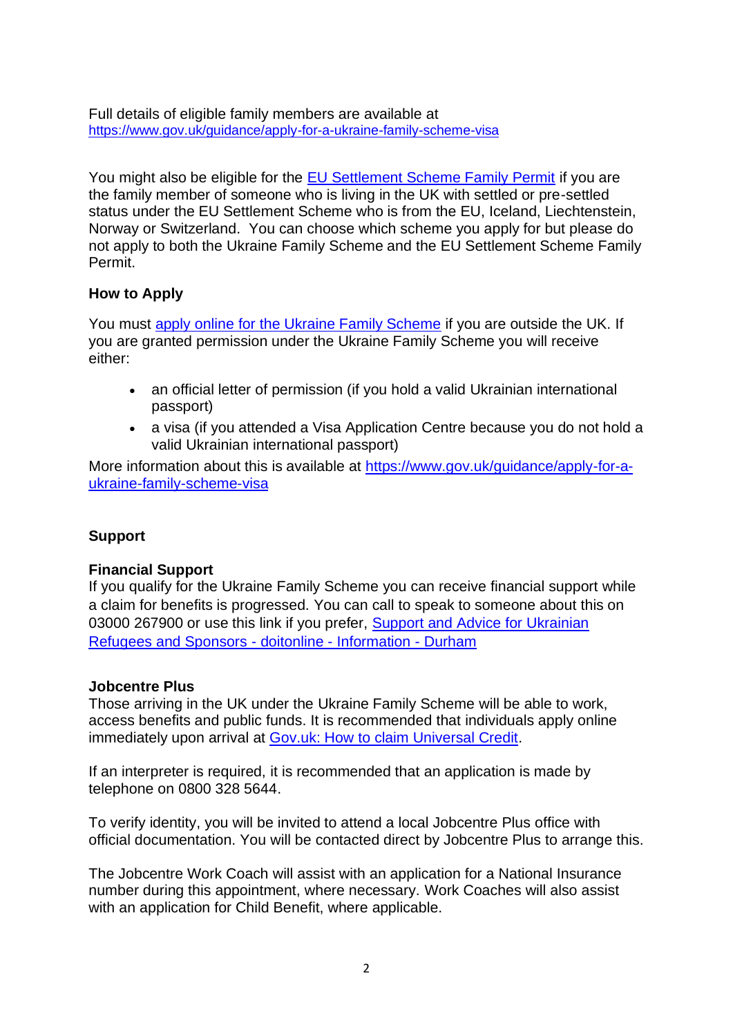Full details of eligible family members are available at https://www.gov.uk/guidance/apply-for-a-ukraine-family-scheme-visa

You might also be eligible for the EU Settlement Scheme Family Permit if you are the family member of someone who is living in the UK with settled or pre-settled status under the EU Settlement Scheme who is from the EU, Iceland, Liechtenstein, Norway or Switzerland. You can choose which scheme you apply for but please do not apply to both the Ukraine Family Scheme and the EU Settlement Scheme Family Permit.

**How to Apply**

You must apply online for the Ukraine Family Scheme if you are outside the UK. If you are granted permission under the Ukraine Family Scheme you will receive either:

- an official letter of permission (if you hold a valid Ukrainian international passport)
- a visa (if you attended a Visa Application Centre because you do not hold a valid Ukrainian international passport)

More information about this is available at https://www.gov.uk/guidance/apply-for-a-ukraine-family-scheme-visa

**Support**

**Financial Support**
If you qualify for the Ukraine Family Scheme you can receive financial support while a claim for benefits is progressed. You can call to speak to someone about this on 03000 267900 or use this link if you prefer, Support and Advice for Ukrainian Refugees and Sponsors - doitonline - Information - Durham

**Jobcentre Plus**
Those arriving in the UK under the Ukraine Family Scheme will be able to work, access benefits and public funds. It is recommended that individuals apply online immediately upon arrival at Gov.uk: How to claim Universal Credit.

If an interpreter is required, it is recommended that an application is made by telephone on 0800 328 5644.

To verify identity, you will be invited to attend a local Jobcentre Plus office with official documentation. You will be contacted direct by Jobcentre Plus to arrange this.

The Jobcentre Work Coach will assist with an application for a National Insurance number during this appointment, where necessary. Work Coaches will also assist with an application for Child Benefit, where applicable.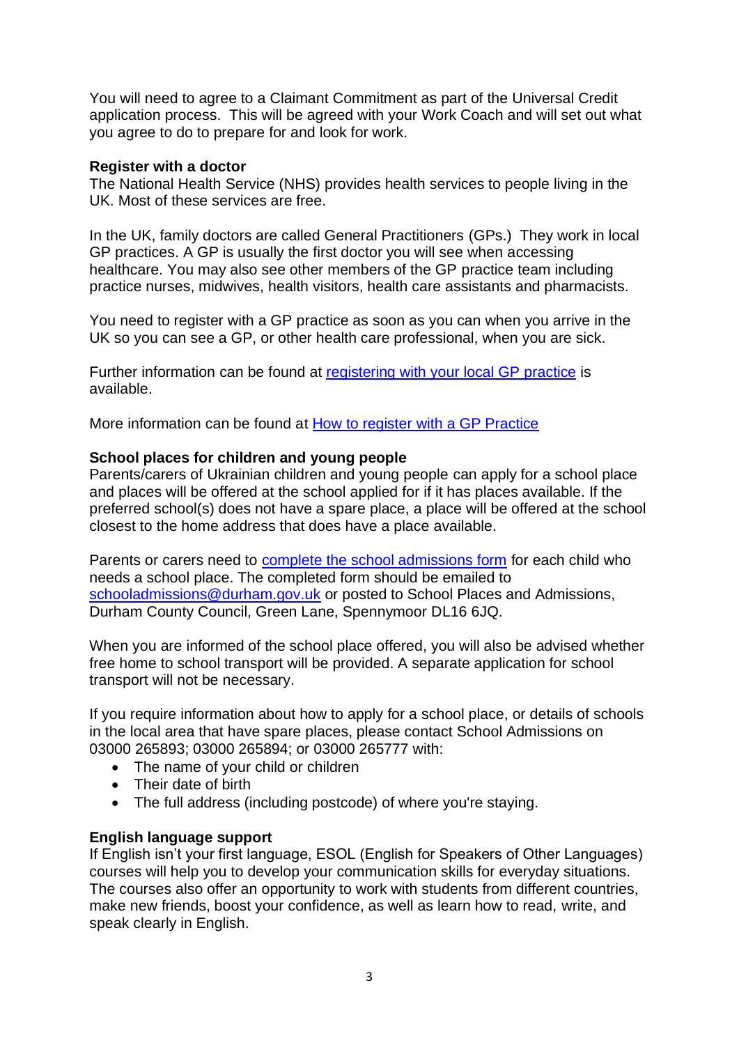You will need to agree to a Claimant Commitment as part of the Universal Credit application process. This will be agreed with your Work Coach and will set out what you agree to do to prepare for and look for work.

**Register with a doctor**

The National Health Service (NHS) provides health services to people living in the UK. Most of these services are free.

In the UK, family doctors are called General Practitioners (GPs.) They work in local GP practices. A GP is usually the first doctor you will see when accessing healthcare. You may also see other members of the GP practice team including practice nurses, midwives, health visitors, health care assistants and pharmacists.

You need to register with a GP practice as soon as you can when you arrive in the UK so you can see a GP, or other health care professional, when you are sick.

Further information can be found at registering with your local GP practice is available.

More information can be found at How to register with a GP Practice

**School places for children and young people**

Parents/carers of Ukrainian children and young people can apply for a school place and places will be offered at the school applied for if it has places available. If the preferred school(s) does not have a spare place, a place will be offered at the school closest to the home address that does have a place available.

Parents or carers need to complete the school admissions form for each child who needs a school place. The completed form should be emailed to schooladmissions@durham.gov.uk or posted to School Places and Admissions, Durham County Council, Green Lane, Spennymoor DL16 6JQ.

When you are informed of the school place offered, you will also be advised whether free home to school transport will be provided. A separate application for school transport will not be necessary.

If you require information about how to apply for a school place, or details of schools in the local area that have spare places, please contact School Admissions on 03000 265893; 03000 265894; or 03000 265777 with:

- The name of your child or children
- Their date of birth
- The full address (including postcode) of where you're staying.

**English language support**

If English isn't your first language, ESOL (English for Speakers of Other Languages) courses will help you to develop your communication skills for everyday situations. The courses also offer an opportunity to work with students from different countries, make new friends, boost your confidence, as well as learn how to read, write, and speak clearly in English.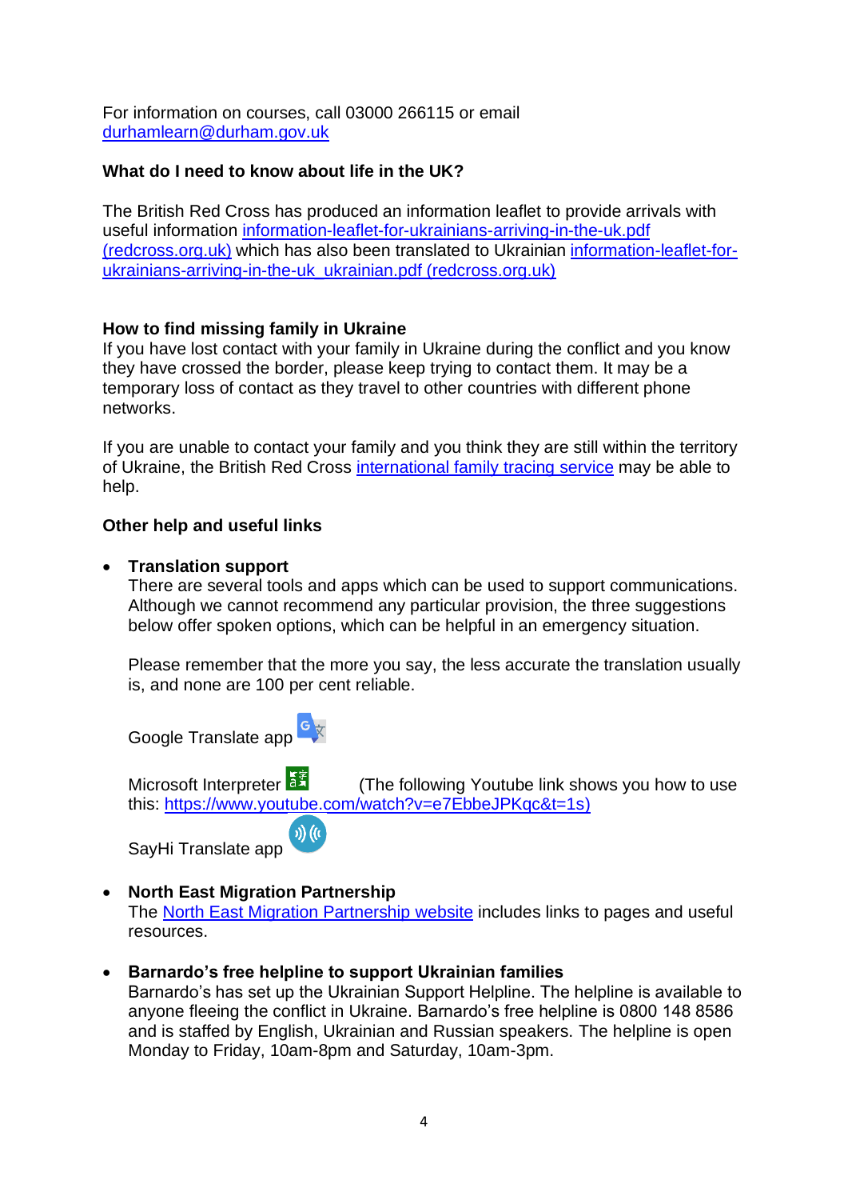For information on courses, call 03000 266115 or email durhamlearn@durham.gov.uk

**What do I need to know about life in the UK?**

The British Red Cross has produced an information leaflet to provide arrivals with useful information information-leaflet-for-ukrainians-arriving-in-the-uk.pdf (redcross.org.uk) which has also been translated to Ukrainian information-leaflet-for-ukrainians-arriving-in-the-uk_ukrainian.pdf (redcross.org.uk)

**How to find missing family in Ukraine**

If you have lost contact with your family in Ukraine during the conflict and you know they have crossed the border, please keep trying to contact them. It may be a temporary loss of contact as they travel to other countries with different phone networks.

If you are unable to contact your family and you think they are still within the territory of Ukraine, the British Red Cross international family tracing service may be able to help.

**Other help and useful links**

- **Translation support**
  There are several tools and apps which can be used to support communications. Although we cannot recommend any particular provision, the three suggestions below offer spoken options, which can be helpful in an emergency situation.

  Please remember that the more you say, the less accurate the translation usually is, and none are 100 per cent reliable.

  Google Translate app

  Microsoft Interpreter (The following Youtube link shows you how to use this: https://www.youtube.com/watch?v=e7EbbeJPKqc&t=1s)

  SayHi Translate app

- **North East Migration Partnership**
  The North East Migration Partnership website includes links to pages and useful resources.

- **Barnardo's free helpline to support Ukrainian families**
  Barnardo's has set up the Ukrainian Support Helpline. The helpline is available to anyone fleeing the conflict in Ukraine. Barnardo's free helpline is 0800 148 8586 and is staffed by English, Ukrainian and Russian speakers. The helpline is open Monday to Friday, 10am-8pm and Saturday, 10am-3pm.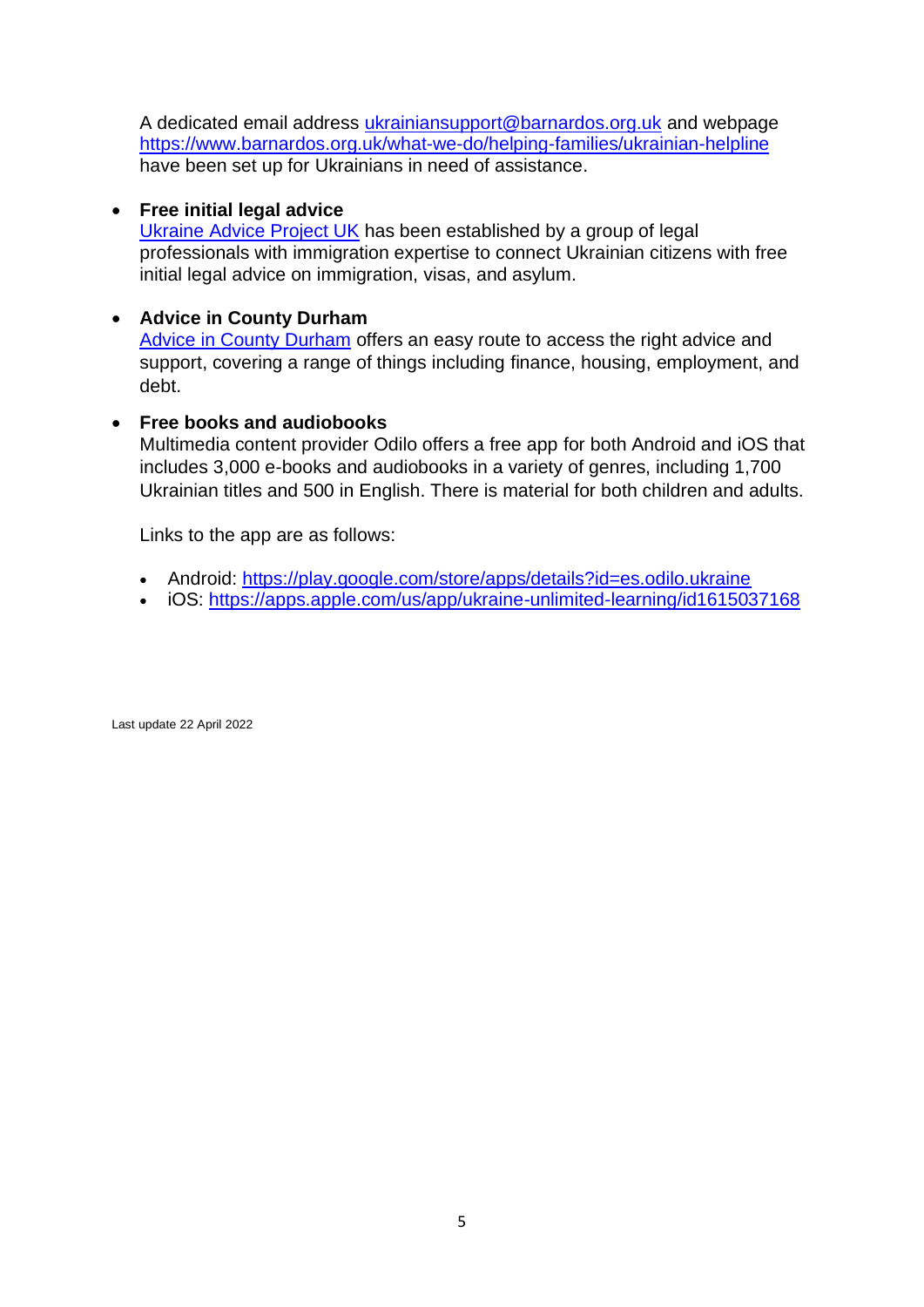A dedicated email address [ukrainiansupport@barnardos.org.uk](mailto:ukrainiansupport@barnardos.org.uk) and webpage [https://www.barnardos.org.uk/what-we-do/helping-families/ukrainian-helpline](https://www.barnardos.org.uk/what-we-do/helping-families/ukrainian-helpline) have been set up for Ukrainians in need of assistance.

- **Free initial legal advice**
  Ukraine Advice Project UK has been established by a group of legal professionals with immigration expertise to connect Ukrainian citizens with free initial legal advice on immigration, visas, and asylum.

- **Advice in County Durham**
  Advice in County Durham offers an easy route to access the right advice and support, covering a range of things including finance, housing, employment, and debt.

- **Free books and audiobooks**
  Multimedia content provider Odilo offers a free app for both Android and iOS that includes 3,000 e-books and audiobooks in a variety of genres, including 1,700 Ukrainian titles and 500 in English. There is material for both children and adults.

  Links to the app are as follows:

  - Android: [https://play.google.com/store/apps/details?id=es.odilo.ukraine](https://play.google.com/store/apps/details?id=es.odilo.ukraine)
  - iOS: [https://apps.apple.com/us/app/ukraine-unlimited-learning/id1615037168](https://apps.apple.com/us/app/ukraine-unlimited-learning/id1615037168)

Last update 22 April 2022